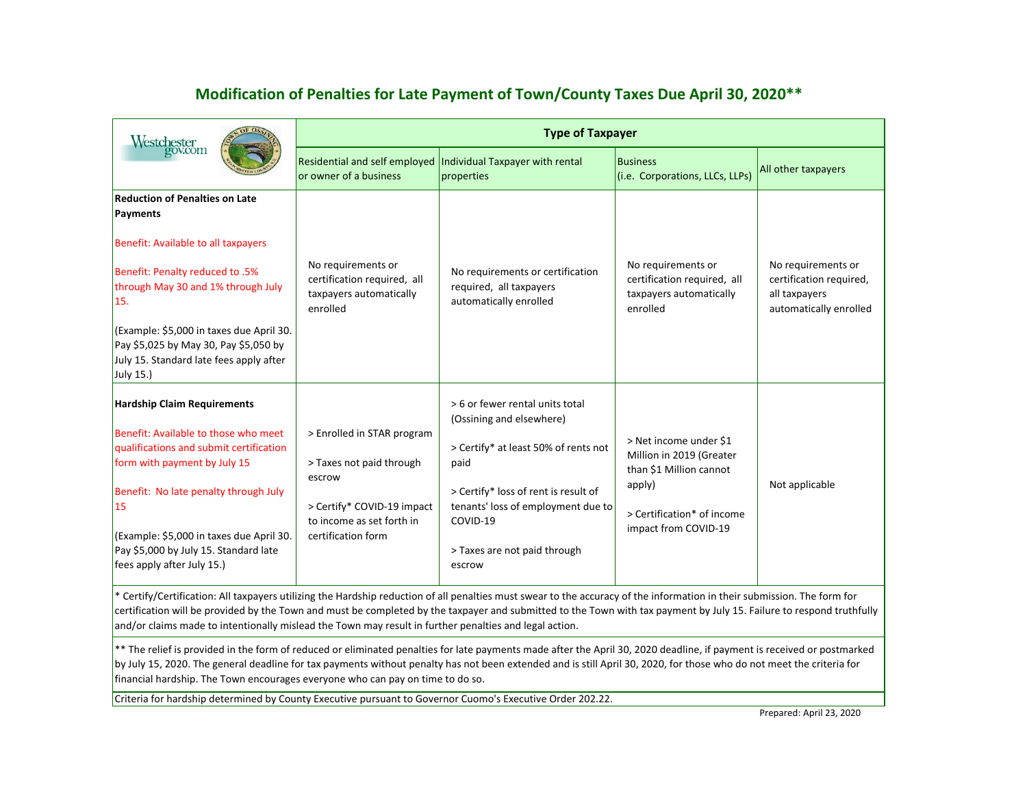# Modification of Penalties for Late Payment of Town/County Taxes Due April 30, 2020**

| | Type of Taxpayer | | | |
|---|---|---|---|---|
| | Residential and self employed or owner of a business | Individual Taxpayer with rental properties | Business (i.e. Corporations, LLCs, LLPs) | All other taxpayers |
| **Reduction of Penalties on Late Payments**<br><br>Benefit: Available to all taxpayers<br><br>Benefit: Penalty reduced to .5% through May 30 and 1% through July 15.<br><br>(Example: $5,000 in taxes due April 30. Pay $5,025 by May 30, Pay $5,050 by July 15. Standard late fees apply after July 15.) | No requirements or certification required, all taxpayers automatically enrolled | No requirements or certification required, all taxpayers automatically enrolled | No requirements or certification required, all taxpayers automatically enrolled | No requirements or certification required, all taxpayers automatically enrolled |
| **Hardship Claim Requirements**<br><br>Benefit: Available to those who meet qualifications and submit certification form with payment by July 15<br><br>Benefit: No late penalty through July 15<br><br>(Example: $5,000 in taxes due April 30. Pay $5,000 by July 15. Standard late fees apply after July 15.) | > Enrolled in STAR program<br><br>> Taxes not paid through escrow<br><br>> Certify* COVID-19 impact to income as set forth in certification form | > 6 or fewer rental units total (Ossining and elsewhere)<br><br>> Certify* at least 50% of rents not paid<br><br>> Certify* loss of rent is result of tenants' loss of employment due to COVID-19<br><br>> Taxes are not paid through escrow | > Net income under $1 Million in 2019 (Greater than $1 Million cannot apply)<br><br>> Certification* of income impact from COVID-19 | Not applicable |

* Certify/Certification: All taxpayers utilizing the Hardship reduction of all penalties must swear to the accuracy of the information in their submission. The form for certification will be provided by the Town and must be completed by the taxpayer and submitted to the Town with tax payment by July 15. Failure to respond truthfully and/or claims made to intentionally mislead the Town may result in further penalties and legal action.

** The relief is provided in the form of reduced or eliminated penalties for late payments made after the April 30, 2020 deadline, if payment is received or postmarked by July 15, 2020. The general deadline for tax payments without penalty has not been extended and is still April 30, 2020, for those who do not meet the criteria for financial hardship. The Town encourages everyone who can pay on time to do so.

Criteria for hardship determined by County Executive pursuant to Governor Cuomo's Executive Order 202.22.

Prepared: April 23, 2020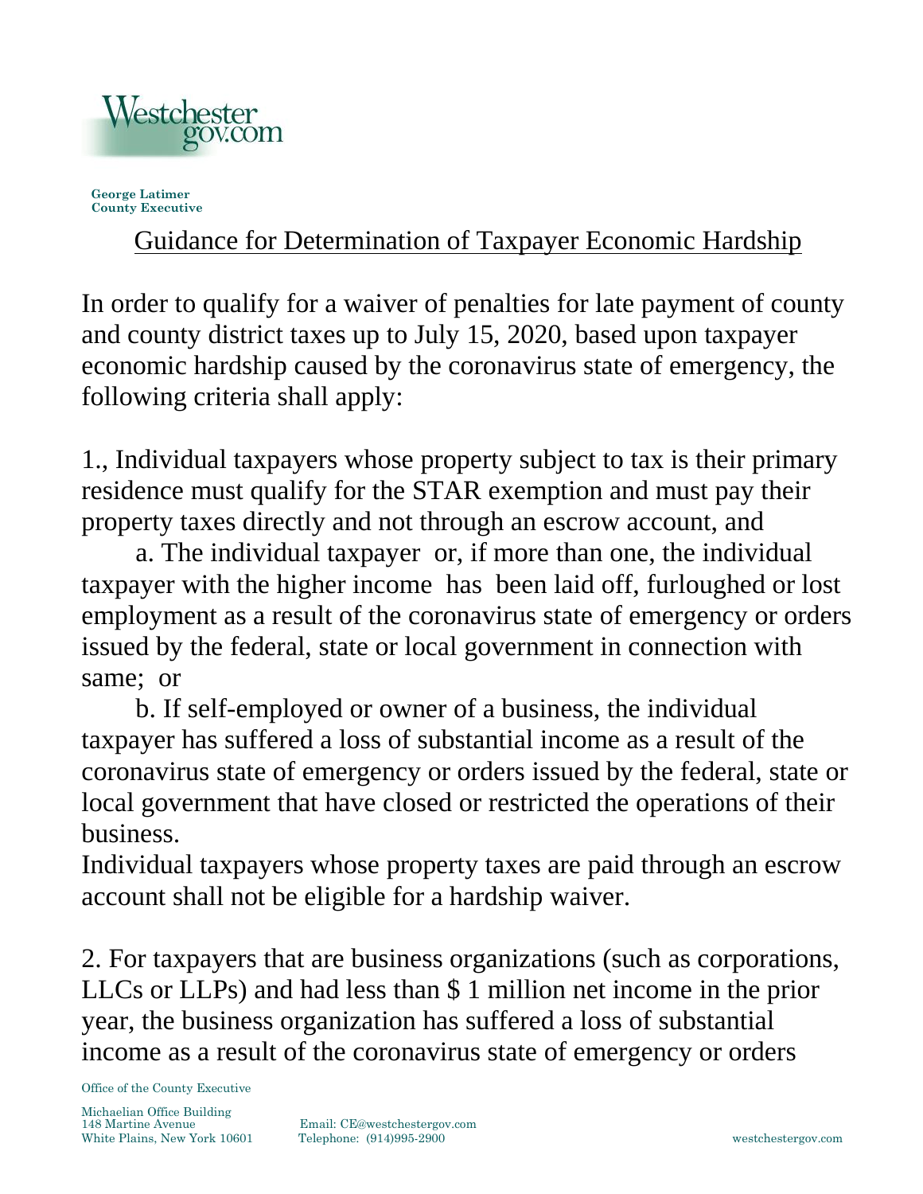Westchestergov.com

**George Latimer**
**County Executive**

## Guidance for Determination of Taxpayer Economic Hardship

In order to qualify for a waiver of penalties for late payment of county and county district taxes up to July 15, 2020, based upon taxpayer economic hardship caused by the coronavirus state of emergency, the following criteria shall apply:

1., Individual taxpayers whose property subject to tax is their primary residence must qualify for the STAR exemption and must pay their property taxes directly and not through an escrow account, and

a. The individual taxpayer or, if more than one, the individual taxpayer with the higher income has been laid off, furloughed or lost employment as a result of the coronavirus state of emergency or orders issued by the federal, state or local government in connection with same; or

b. If self-employed or owner of a business, the individual taxpayer has suffered a loss of substantial income as a result of the coronavirus state of emergency or orders issued by the federal, state or local government that have closed or restricted the operations of their business.

Individual taxpayers whose property taxes are paid through an escrow account shall not be eligible for a hardship waiver.

2. For taxpayers that are business organizations (such as corporations, LLCs or LLPs) and had less than $ 1 million net income in the prior year, the business organization has suffered a loss of substantial income as a result of the coronavirus state of emergency or orders

Office of the County Executive

Michaelian Office Building
148 Martine Avenue
White Plains, New York 10601

Email: CE@westchestergov.com
Telephone: (914)995-2900

westchestergov.com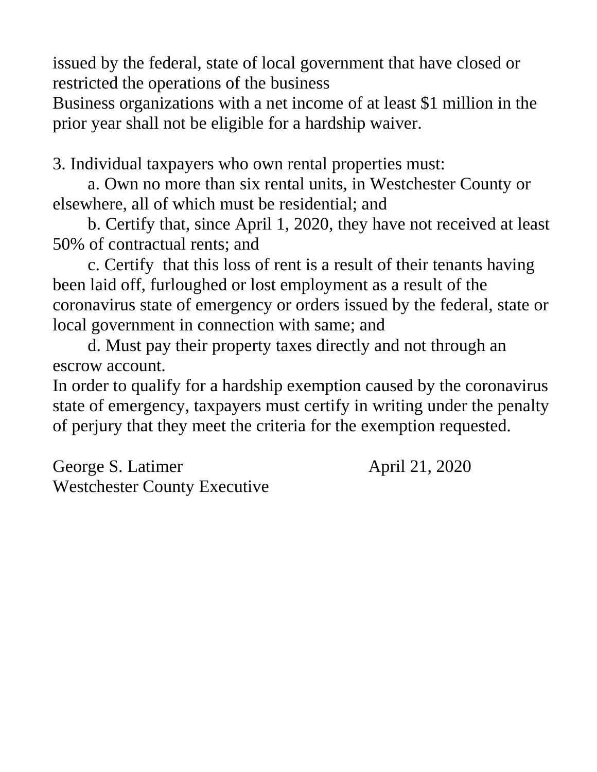issued by the federal, state of local government that have closed or restricted the operations of the business

Business organizations with a net income of at least $1 million in the prior year shall not be eligible for a hardship waiver.

3. Individual taxpayers who own rental properties must:

a. Own no more than six rental units, in Westchester County or elsewhere, all of which must be residential; and

b. Certify that, since April 1, 2020, they have not received at least 50% of contractual rents; and

c. Certify that this loss of rent is a result of their tenants having been laid off, furloughed or lost employment as a result of the coronavirus state of emergency or orders issued by the federal, state or local government in connection with same; and

d. Must pay their property taxes directly and not through an escrow account.

In order to qualify for a hardship exemption caused by the coronavirus state of emergency, taxpayers must certify in writing under the penalty of perjury that they meet the criteria for the exemption requested.

George S. Latimer
Westchester County Executive

April 21, 2020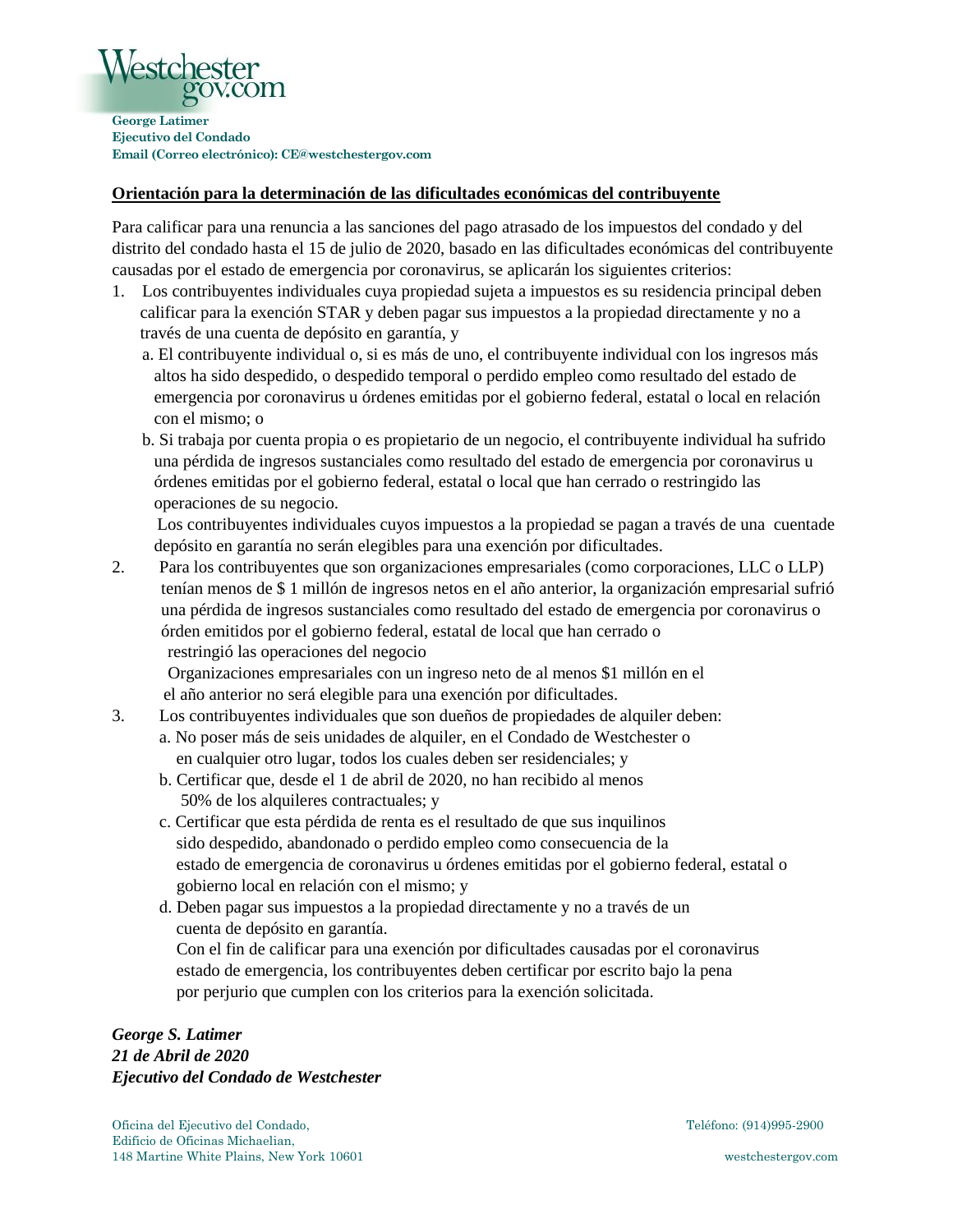Westchester gov.com

**George Latimer**
**Ejecutivo del Condado**
**Email (Correo electrónico): CE@westchestergov.com**

**Orientación para la determinación de las dificultades económicas del contribuyente**

Para calificar para una renuncia a las sanciones del pago atrasado de los impuestos del condado y del distrito del condado hasta el 15 de julio de 2020, basado en las dificultades económicas del contribuyente causadas por el estado de emergencia por coronavirus, se aplicarán los siguientes criterios:

1. Los contribuyentes individuales cuya propiedad sujeta a impuestos es su residencia principal deben calificar para la exención STAR y deben pagar sus impuestos a la propiedad directamente y no a través de una cuenta de depósito en garantía, y
   - a. El contribuyente individual o, si es más de uno, el contribuyente individual con los ingresos más altos ha sido despedido, o despedido temporal o perdido empleo como resultado del estado de emergencia por coronavirus u órdenes emitidas por el gobierno federal, estatal o local en relación con el mismo; o
   - b. Si trabaja por cuenta propia o es propietario de un negocio, el contribuyente individual ha sufrido una pérdida de ingresos sustanciales como resultado del estado de emergencia por coronavirus u órdenes emitidas por el gobierno federal, estatal o local que han cerrado o restringido las operaciones de su negocio.

   Los contribuyentes individuales cuyos impuestos a la propiedad se pagan a través de una cuentade depósito en garantía no serán elegibles para una exención por dificultades.

2. Para los contribuyentes que son organizaciones empresariales (como corporaciones, LLC o LLP) tenían menos de $ 1 millón de ingresos netos en el año anterior, la organización empresarial sufrió una pérdida de ingresos sustanciales como resultado del estado de emergencia por coronavirus o órden emitidos por el gobierno federal, estatal de local que han cerrado o restringió las operaciones del negocio

   Organizaciones empresariales con un ingreso neto de al menos $1 millón en el año anterior no será elegible para una exención por dificultades.

3. Los contribuyentes individuales que son dueños de propiedades de alquiler deben:
   - a. No poser más de seis unidades de alquiler, en el Condado de Westchester o en cualquier otro lugar, todos los cuales deben ser residenciales; y
   - b. Certificar que, desde el 1 de abril de 2020, no han recibido al menos 50% de los alquileres contractuales; y
   - c. Certificar que esta pérdida de renta es el resultado de que sus inquilinos sido despedido, abandonado o perdido empleo como consecuencia de la estado de emergencia de coronavirus u órdenes emitidas por el gobierno federal, estatal o gobierno local en relación con el mismo; y
   - d. Deben pagar sus impuestos a la propiedad directamente y no a través de un cuenta de depósito en garantía.

   Con el fin de calificar para una exención por dificultades causadas por el coronavirus estado de emergencia, los contribuyentes deben certificar por escrito bajo la pena por perjurio que cumplen con los criterios para la exención solicitada.

***George S. Latimer***
***21 de Abril de 2020***
***Ejecutivo del Condado de Westchester***

Oficina del Ejecutivo del Condado,
Edificio de Oficinas Michaelian,
148 Martine White Plains, New York 10601

Teléfono: (914)995-2900

westchestergov.com